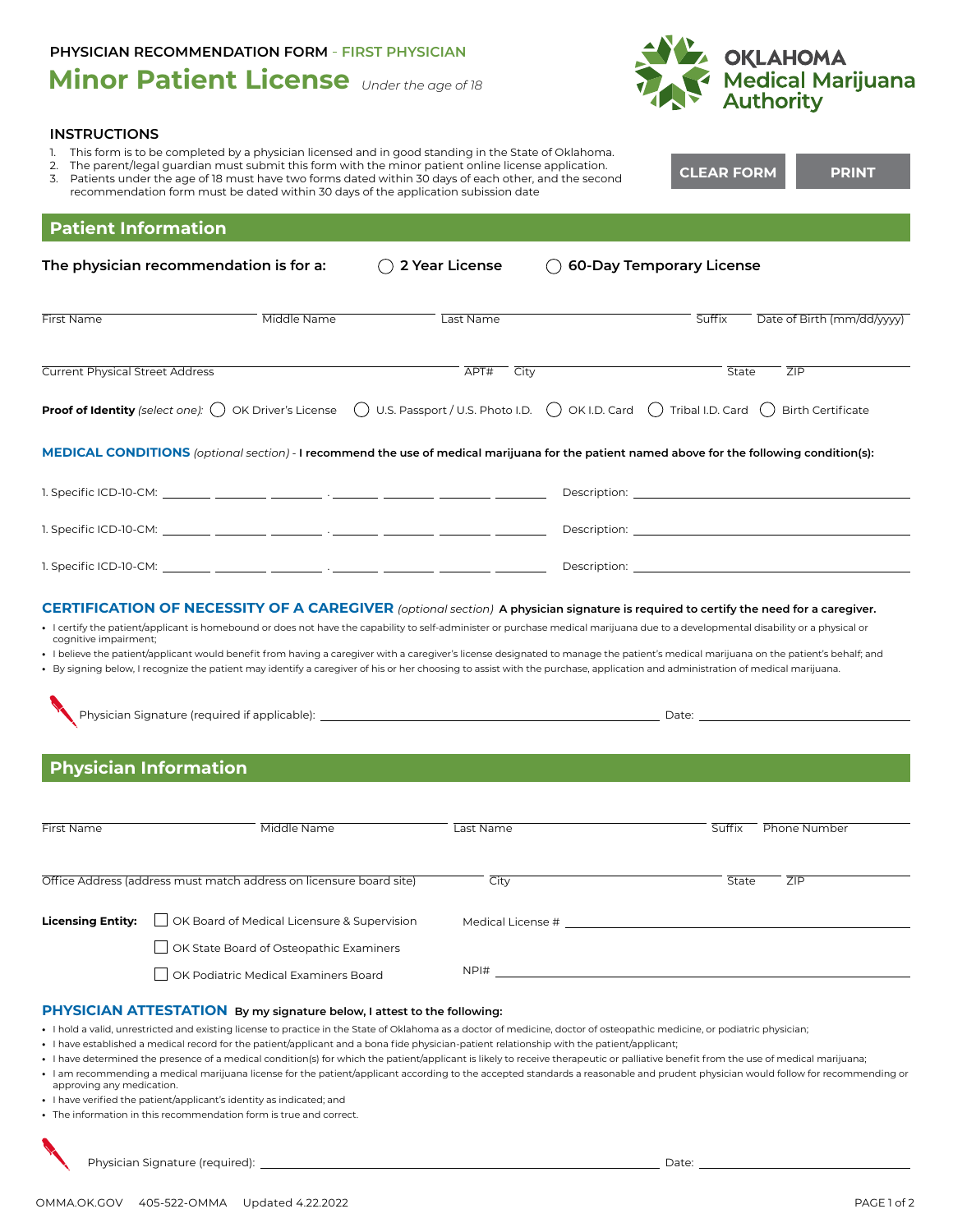**PHYSICIAN RECOMMENDATION FORM** - **FIRST PHYSICIAN**

# Minor Patient License *Under the age of 18*

**OKLAHOMA Medical Marijuana Authority**

## INSTRUCTIONS

1. This form is to be completed by a physician licensed and in good standing in the State of Oklahoma.
2. The parent/legal guardian must submit this form with the minor patient online license application.
3. Patients under the age of 18 must have two forms dated within 30 days of each other, and the second recommendation form must be dated within 30 days of the application subission date

CLEAR FORM | PRINT

## Patient Information

**The physician recommendation is for a:** ◯ **2 Year License** ◯ **60-Day Temporary License**

First Name ______ Middle Name ______ Last Name ______ Suffix ______ Date of Birth (mm/dd/yyyy) ______

Current Physical Street Address ______ APT# ______ City ______ State ______ ZIP ______

**Proof of Identity** *(select one):* ◯ OK Driver's License ◯ U.S. Passport / U.S. Photo I.D. ◯ OK I.D. Card ◯ Tribal I.D. Card ◯ Birth Certificate

**MEDICAL CONDITIONS** *(optional section)* - **I recommend the use of medical marijuana for the patient named above for the following condition(s):**

1. Specific ICD-10-CM: ____ ____ ____ . ____ ____ ____ ____ Description: ______

1. Specific ICD-10-CM: ____ ____ ____ . ____ ____ ____ ____ Description: ______

1. Specific ICD-10-CM: ____ ____ ____ . ____ ____ ____ ____ Description: ______

**CERTIFICATION OF NECESSITY OF A CAREGIVER** *(optional section)* **A physician signature is required to certify the need for a caregiver.**

- I certify the patient/applicant is homebound or does not have the capability to self-administer or purchase medical marijuana due to a developmental disability or a physical or cognitive impairment;
- I believe the patient/applicant would benefit from having a caregiver with a caregiver's license designated to manage the patient's medical marijuana on the patient's behalf; and
- By signing below, I recognize the patient may identify a caregiver of his or her choosing to assist with the purchase, application and administration of medical marijuana.

Physician Signature (required if applicable): ______ Date: ______

## Physician Information

First Name ______ Middle Name ______ Last Name ______ Suffix ______ Phone Number ______

Office Address (address must match address on licensure board site) ______ City ______ State ______ ZIP ______

**Licensing Entity:**
- ☐ OK Board of Medical Licensure & Supervision
- ☐ OK State Board of Osteopathic Examiners
- ☐ OK Podiatric Medical Examiners Board

Medical License # ______

NPI# ______

**PHYSICIAN ATTESTATION** **By my signature below, I attest to the following:**

- I hold a valid, unrestricted and existing license to practice in the State of Oklahoma as a doctor of medicine, doctor of osteopathic medicine, or podiatric physician;
- I have established a medical record for the patient/applicant and a bona fide physician-patient relationship with the patient/applicant;
- I have determined the presence of a medical condition(s) for which the patient/applicant is likely to receive therapeutic or palliative benefit from the use of medical marijuana;
- I am recommending a medical marijuana license for the patient/applicant according to the accepted standards a reasonable and prudent physician would follow for recommending or approving any medication.
- I have verified the patient/applicant's identity as indicated; and
- The information in this recommendation form is true and correct.

Physician Signature (required): ______ Date: ______

OMMA.OK.GOV 405-522-OMMA Updated 4.22.2022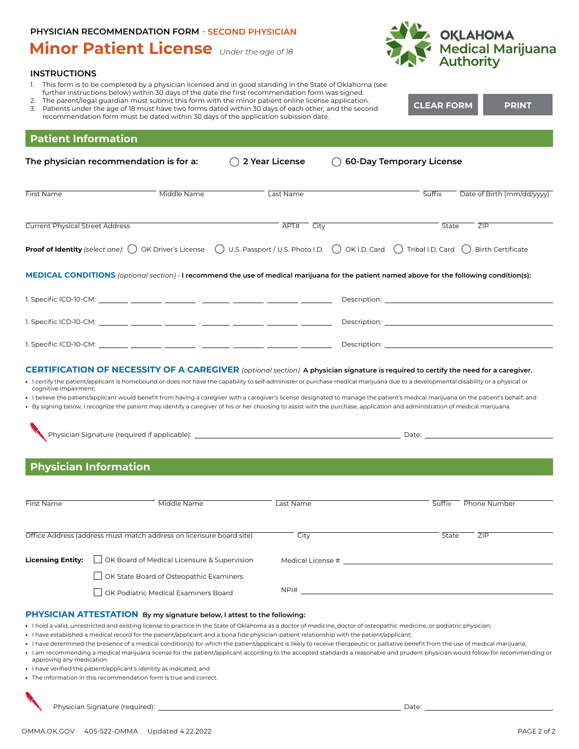PHYSICIAN RECOMMENDATION FORM - SECOND PHYSICIAN

# Minor Patient License *Under the age of 18*

OKLAHOMA Medical Marijuana Authority

### INSTRUCTIONS

1. This form is to be completed by a physician licensed and in good standing in the State of Oklahoma (see further instructions below) within 30 days of the date the first recommendation form was signed.
2. The parent/legal guardian must submit this form with the minor patient online license application.
3. Patients under the age of 18 must have two forms dated within 30 days of each other, and the second recommendation form must be dated within 30 days of the application subission date.

CLEAR FORM PRINT

## Patient Information

**The physician recommendation is for a:** ◯ 2 Year License ◯ 60-Day Temporary License

First Name ______ Middle Name ______ Last Name ______ Suffix ______ Date of Birth (mm/dd/yyyy) ______

Current Physical Street Address ______ APT# ______ City ______ State ______ ZIP ______

**Proof of Identity** *(select one):* ◯ OK Driver's License ◯ U.S. Passport / U.S. Photo I.D. ◯ OK I.D. Card ◯ Tribal I.D. Card ◯ Birth Certificate

**MEDICAL CONDITIONS** *(optional section)* - **I recommend the use of medical marijuana for the patient named above for the following condition(s):**

1. Specific ICD-10-CM: ___ ___ ___ . ___ ___ ___ ___ Description: ______

1. Specific ICD-10-CM: ___ ___ ___ . ___ ___ ___ ___ Description: ______

1. Specific ICD-10-CM: ___ ___ ___ . ___ ___ ___ ___ Description: ______

**CERTIFICATION OF NECESSITY OF A CAREGIVER** *(optional section)* **A physician signature is required to certify the need for a caregiver.**

- I certify the patient/applicant is homebound or does not have the capability to self-administer or purchase medical marijuana due to a developmental disability or a physical or cognitive impairment;
- I believe the patient/applicant would benefit from having a caregiver with a caregiver's license designated to manage the patient's medical marijuana on the patient's behalf; and
- By signing below, I recognize the patient may identify a caregiver of his or her choosing to assist with the purchase, application and administration of medical marijuana.

Physician Signature (required if applicable): ______ Date: ______

## Physician Information

First Name ______ Middle Name ______ Last Name ______ Suffix ______ Phone Number ______

Office Address (address must match address on licensure board site) ______ City ______ State ______ ZIP ______

**Licensing Entity:**
- ☐ OK Board of Medical Licensure & Supervision
- ☐ OK State Board of Osteopathic Examiners
- ☐ OK Podiatric Medical Examiners Board

Medical License # ______

NPI# ______

**PHYSICIAN ATTESTATION** **By my signature below, I attest to the following:**

- I hold a valid, unrestricted and existing license to practice in the State of Oklahoma as a doctor of medicine, doctor of osteopathic medicine, or podiatric physician;
- I have established a medical record for the patient/applicant and a bona fide physician-patient relationship with the patient/applicant;
- I have determined the presence of a medical condition(s) for which the patient/applicant is likely to receive therapeutic or palliative benefit from the use of medical marijuana;
- I am recommending a medical marijuana license for the patient/applicant according to the accepted standards a reasonable and prudent physician would follow for recommending or approving any medication.
- I have verified the patient/applicant's identity as indicated; and
- The information in this recommendation form is true and correct.

Physician Signature (required): ______ Date: ______

OMMA.OK.GOV 405-522-OMMA Updated 4.22.2022